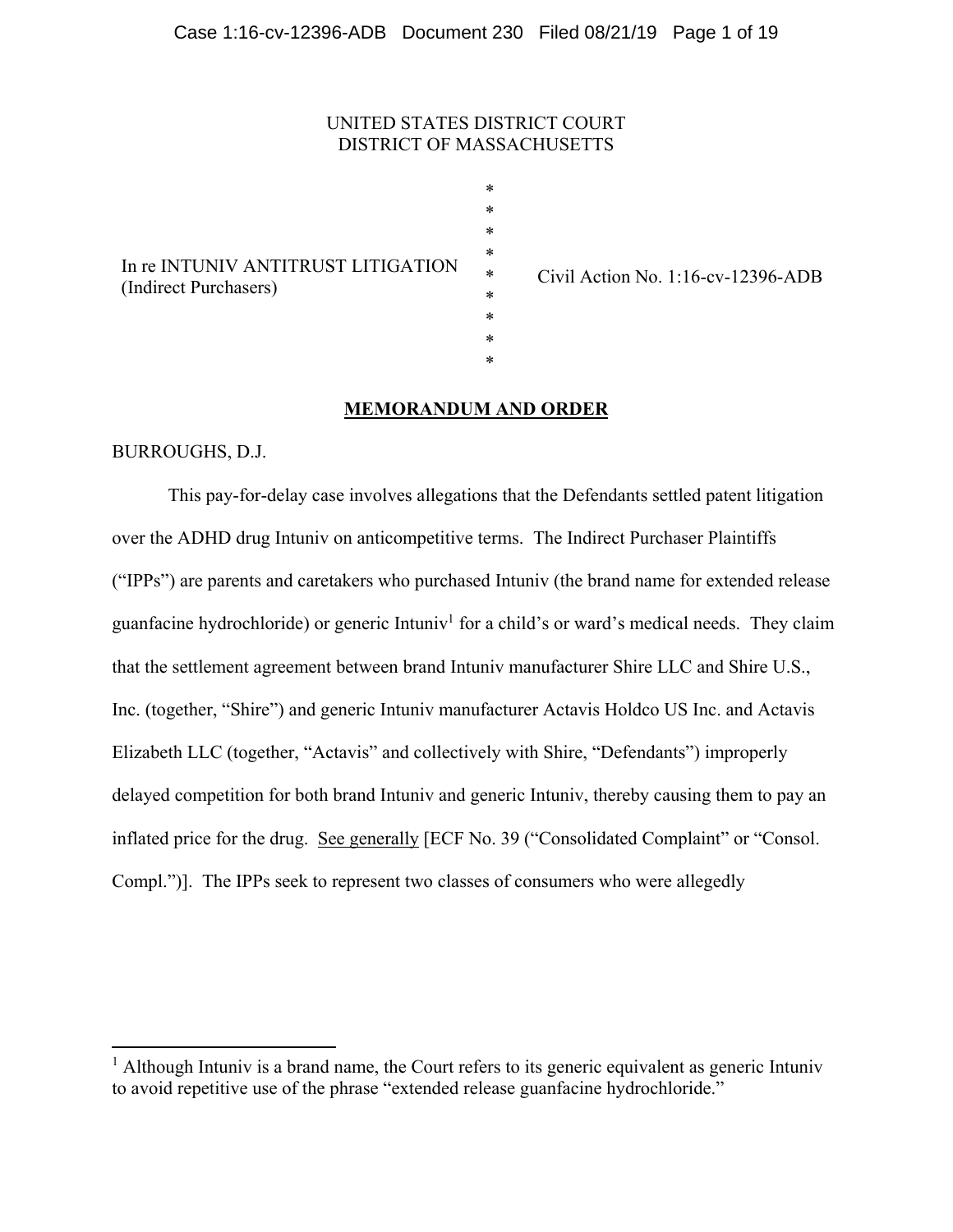UNITED STATES DISTRICT COURT
DISTRICT OF MASSACHUSETTS

In re INTUNIV ANTITRUST LITIGATION (Indirect Purchasers) * Civil Action No. 1:16-cv-12396-ADB

## MEMORANDUM AND ORDER

BURROUGHS, D.J.

This pay-for-delay case involves allegations that the Defendants settled patent litigation over the ADHD drug Intuniv on anticompetitive terms. The Indirect Purchaser Plaintiffs ("IPPs") are parents and caretakers who purchased Intuniv (the brand name for extended release guanfacine hydrochloride) or generic Intuniv[1] for a child's or ward's medical needs. They claim that the settlement agreement between brand Intuniv manufacturer Shire LLC and Shire U.S., Inc. (together, "Shire") and generic Intuniv manufacturer Actavis Holdco US Inc. and Actavis Elizabeth LLC (together, "Actavis" and collectively with Shire, "Defendants") improperly delayed competition for both brand Intuniv and generic Intuniv, thereby causing them to pay an inflated price for the drug. See generally [ECF No. 39 ("Consolidated Complaint" or "Consol. Compl.")]. The IPPs seek to represent two classes of consumers who were allegedly

[1] Although Intuniv is a brand name, the Court refers to its generic equivalent as generic Intuniv to avoid repetitive use of the phrase "extended release guanfacine hydrochloride."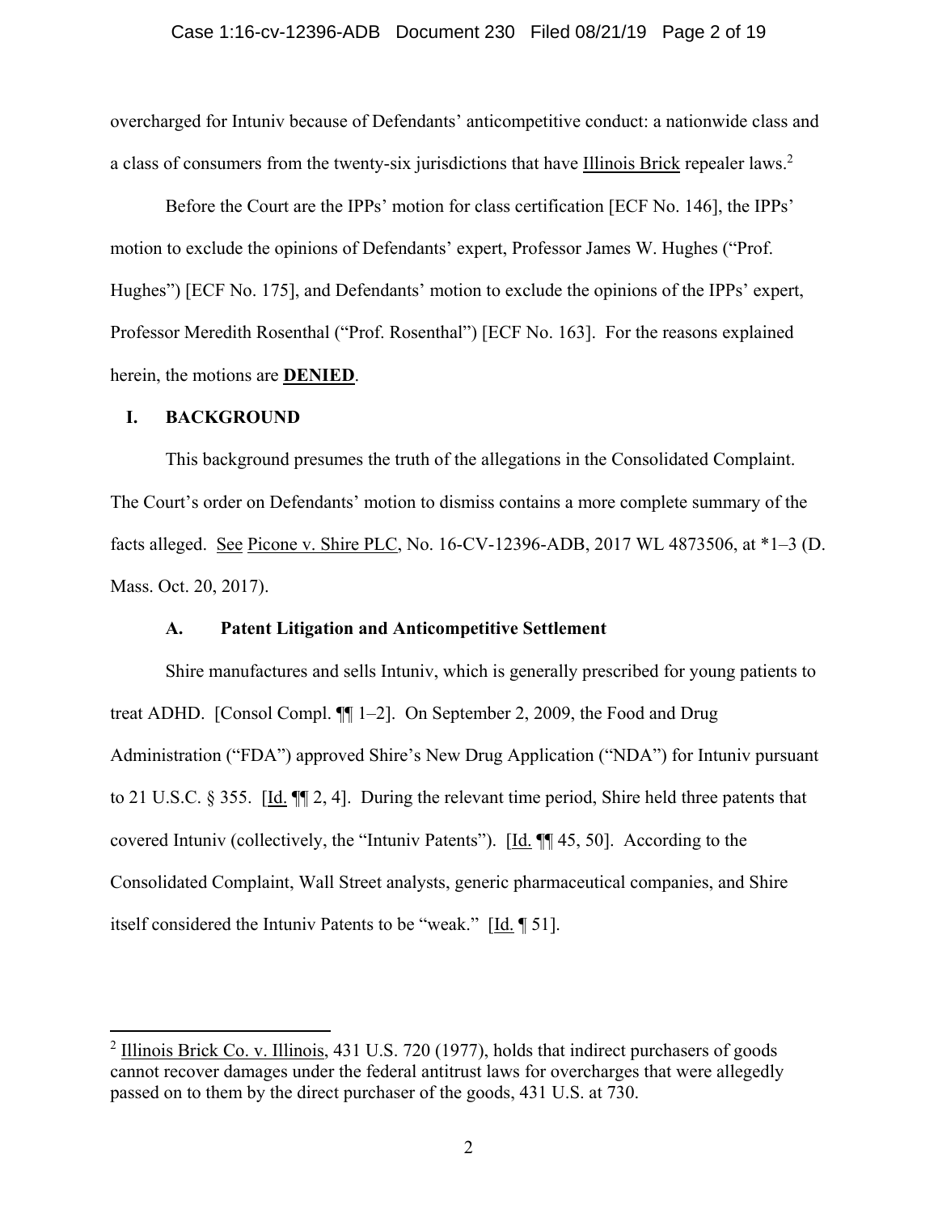overcharged for Intuniv because of Defendants' anticompetitive conduct: a nationwide class and a class of consumers from the twenty-six jurisdictions that have Illinois Brick repealer laws.[2]

Before the Court are the IPPs' motion for class certification [ECF No. 146], the IPPs' motion to exclude the opinions of Defendants' expert, Professor James W. Hughes ("Prof. Hughes") [ECF No. 175], and Defendants' motion to exclude the opinions of the IPPs' expert, Professor Meredith Rosenthal ("Prof. Rosenthal") [ECF No. 163]. For the reasons explained herein, the motions are **DENIED**.

## I. BACKGROUND

This background presumes the truth of the allegations in the Consolidated Complaint. The Court's order on Defendants' motion to dismiss contains a more complete summary of the facts alleged. See Picone v. Shire PLC, No. 16-CV-12396-ADB, 2017 WL 4873506, at *1–3 (D. Mass. Oct. 20, 2017).

### A. Patent Litigation and Anticompetitive Settlement

Shire manufactures and sells Intuniv, which is generally prescribed for young patients to treat ADHD. [Consol Compl. ¶¶ 1–2]. On September 2, 2009, the Food and Drug Administration ("FDA") approved Shire's New Drug Application ("NDA") for Intuniv pursuant to 21 U.S.C. § 355. [Id. ¶¶ 2, 4]. During the relevant time period, Shire held three patents that covered Intuniv (collectively, the "Intuniv Patents"). [Id. ¶¶ 45, 50]. According to the Consolidated Complaint, Wall Street analysts, generic pharmaceutical companies, and Shire itself considered the Intuniv Patents to be "weak." [Id. ¶ 51].

---

[2] Illinois Brick Co. v. Illinois, 431 U.S. 720 (1977), holds that indirect purchasers of goods cannot recover damages under the federal antitrust laws for overcharges that were allegedly passed on to them by the direct purchaser of the goods, 431 U.S. at 730.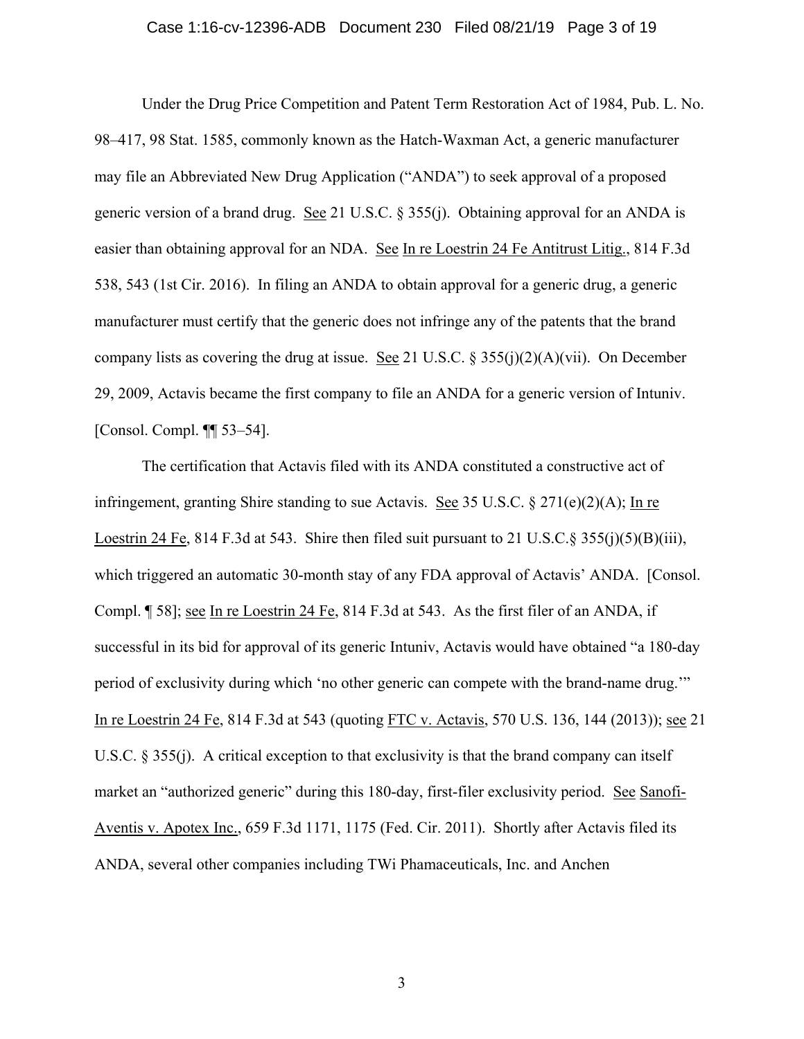Under the Drug Price Competition and Patent Term Restoration Act of 1984, Pub. L. No. 98–417, 98 Stat. 1585, commonly known as the Hatch-Waxman Act, a generic manufacturer may file an Abbreviated New Drug Application ("ANDA") to seek approval of a proposed generic version of a brand drug. See 21 U.S.C. § 355(j). Obtaining approval for an ANDA is easier than obtaining approval for an NDA. See In re Loestrin 24 Fe Antitrust Litig., 814 F.3d 538, 543 (1st Cir. 2016). In filing an ANDA to obtain approval for a generic drug, a generic manufacturer must certify that the generic does not infringe any of the patents that the brand company lists as covering the drug at issue. See 21 U.S.C. § 355(j)(2)(A)(vii). On December 29, 2009, Actavis became the first company to file an ANDA for a generic version of Intuniv. [Consol. Compl. ¶¶ 53–54].

The certification that Actavis filed with its ANDA constituted a constructive act of infringement, granting Shire standing to sue Actavis. See 35 U.S.C. § 271(e)(2)(A); In re Loestrin 24 Fe, 814 F.3d at 543. Shire then filed suit pursuant to 21 U.S.C.§ 355(j)(5)(B)(iii), which triggered an automatic 30-month stay of any FDA approval of Actavis' ANDA. [Consol. Compl. ¶ 58]; see In re Loestrin 24 Fe, 814 F.3d at 543. As the first filer of an ANDA, if successful in its bid for approval of its generic Intuniv, Actavis would have obtained "a 180-day period of exclusivity during which 'no other generic can compete with the brand-name drug.'" In re Loestrin 24 Fe, 814 F.3d at 543 (quoting FTC v. Actavis, 570 U.S. 136, 144 (2013)); see 21 U.S.C. § 355(j). A critical exception to that exclusivity is that the brand company can itself market an "authorized generic" during this 180-day, first-filer exclusivity period. See Sanofi-Aventis v. Apotex Inc., 659 F.3d 1171, 1175 (Fed. Cir. 2011). Shortly after Actavis filed its ANDA, several other companies including TWi Phamaceuticals, Inc. and Anchen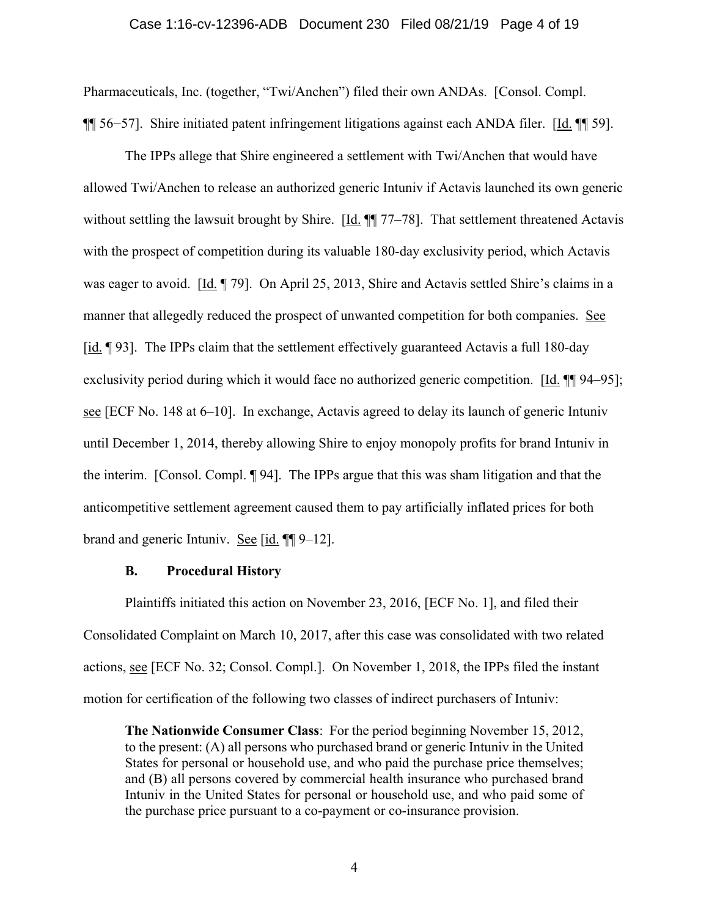Pharmaceuticals, Inc. (together, "Twi/Anchen") filed their own ANDAs. [Consol. Compl. ¶¶ 56−57]. Shire initiated patent infringement litigations against each ANDA filer. [Id. ¶¶ 59].

The IPPs allege that Shire engineered a settlement with Twi/Anchen that would have allowed Twi/Anchen to release an authorized generic Intuniv if Actavis launched its own generic without settling the lawsuit brought by Shire. [Id. ¶¶ 77–78]. That settlement threatened Actavis with the prospect of competition during its valuable 180-day exclusivity period, which Actavis was eager to avoid. [Id. ¶ 79]. On April 25, 2013, Shire and Actavis settled Shire's claims in a manner that allegedly reduced the prospect of unwanted competition for both companies. See [id. ¶ 93]. The IPPs claim that the settlement effectively guaranteed Actavis a full 180-day exclusivity period during which it would face no authorized generic competition. [Id. ¶¶ 94–95]; see [ECF No. 148 at 6–10]. In exchange, Actavis agreed to delay its launch of generic Intuniv until December 1, 2014, thereby allowing Shire to enjoy monopoly profits for brand Intuniv in the interim. [Consol. Compl. ¶ 94]. The IPPs argue that this was sham litigation and that the anticompetitive settlement agreement caused them to pay artificially inflated prices for both brand and generic Intuniv. See [id. ¶¶ 9–12].

### B. Procedural History

Plaintiffs initiated this action on November 23, 2016, [ECF No. 1], and filed their Consolidated Complaint on March 10, 2017, after this case was consolidated with two related actions, see [ECF No. 32; Consol. Compl.]. On November 1, 2018, the IPPs filed the instant motion for certification of the following two classes of indirect purchasers of Intuniv:

> **The Nationwide Consumer Class**: For the period beginning November 15, 2012, to the present: (A) all persons who purchased brand or generic Intuniv in the United States for personal or household use, and who paid the purchase price themselves; and (B) all persons covered by commercial health insurance who purchased brand Intuniv in the United States for personal or household use, and who paid some of the purchase price pursuant to a co-payment or co-insurance provision.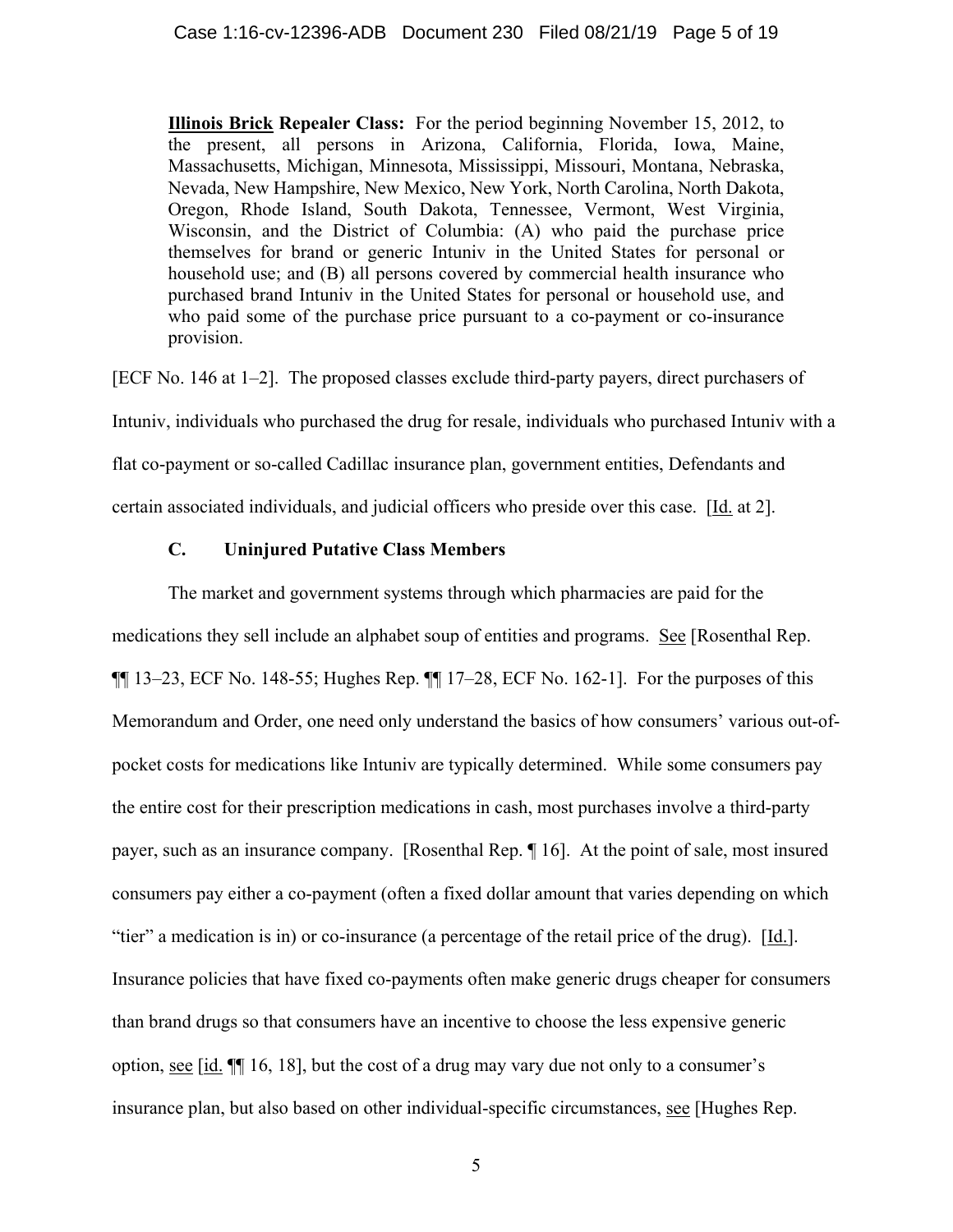> **Illinois Brick Repealer Class:** For the period beginning November 15, 2012, to the present, all persons in Arizona, California, Florida, Iowa, Maine, Massachusetts, Michigan, Minnesota, Mississippi, Missouri, Montana, Nebraska, Nevada, New Hampshire, New Mexico, New York, North Carolina, North Dakota, Oregon, Rhode Island, South Dakota, Tennessee, Vermont, West Virginia, Wisconsin, and the District of Columbia: (A) who paid the purchase price themselves for brand or generic Intuniv in the United States for personal or household use; and (B) all persons covered by commercial health insurance who purchased brand Intuniv in the United States for personal or household use, and who paid some of the purchase price pursuant to a co-payment or co-insurance provision.

[ECF No. 146 at 1–2]. The proposed classes exclude third-party payers, direct purchasers of Intuniv, individuals who purchased the drug for resale, individuals who purchased Intuniv with a flat co-payment or so-called Cadillac insurance plan, government entities, Defendants and certain associated individuals, and judicial officers who preside over this case. [Id. at 2].

### C. Uninjured Putative Class Members

The market and government systems through which pharmacies are paid for the medications they sell include an alphabet soup of entities and programs. See [Rosenthal Rep. ¶¶ 13–23, ECF No. 148-55; Hughes Rep. ¶¶ 17–28, ECF No. 162-1]. For the purposes of this Memorandum and Order, one need only understand the basics of how consumers' various out-of-pocket costs for medications like Intuniv are typically determined. While some consumers pay the entire cost for their prescription medications in cash, most purchases involve a third-party payer, such as an insurance company. [Rosenthal Rep. ¶ 16]. At the point of sale, most insured consumers pay either a co-payment (often a fixed dollar amount that varies depending on which "tier" a medication is in) or co-insurance (a percentage of the retail price of the drug). [Id.]. Insurance policies that have fixed co-payments often make generic drugs cheaper for consumers than brand drugs so that consumers have an incentive to choose the less expensive generic option, see [id. ¶¶ 16, 18], but the cost of a drug may vary due not only to a consumer's insurance plan, but also based on other individual-specific circumstances, see [Hughes Rep.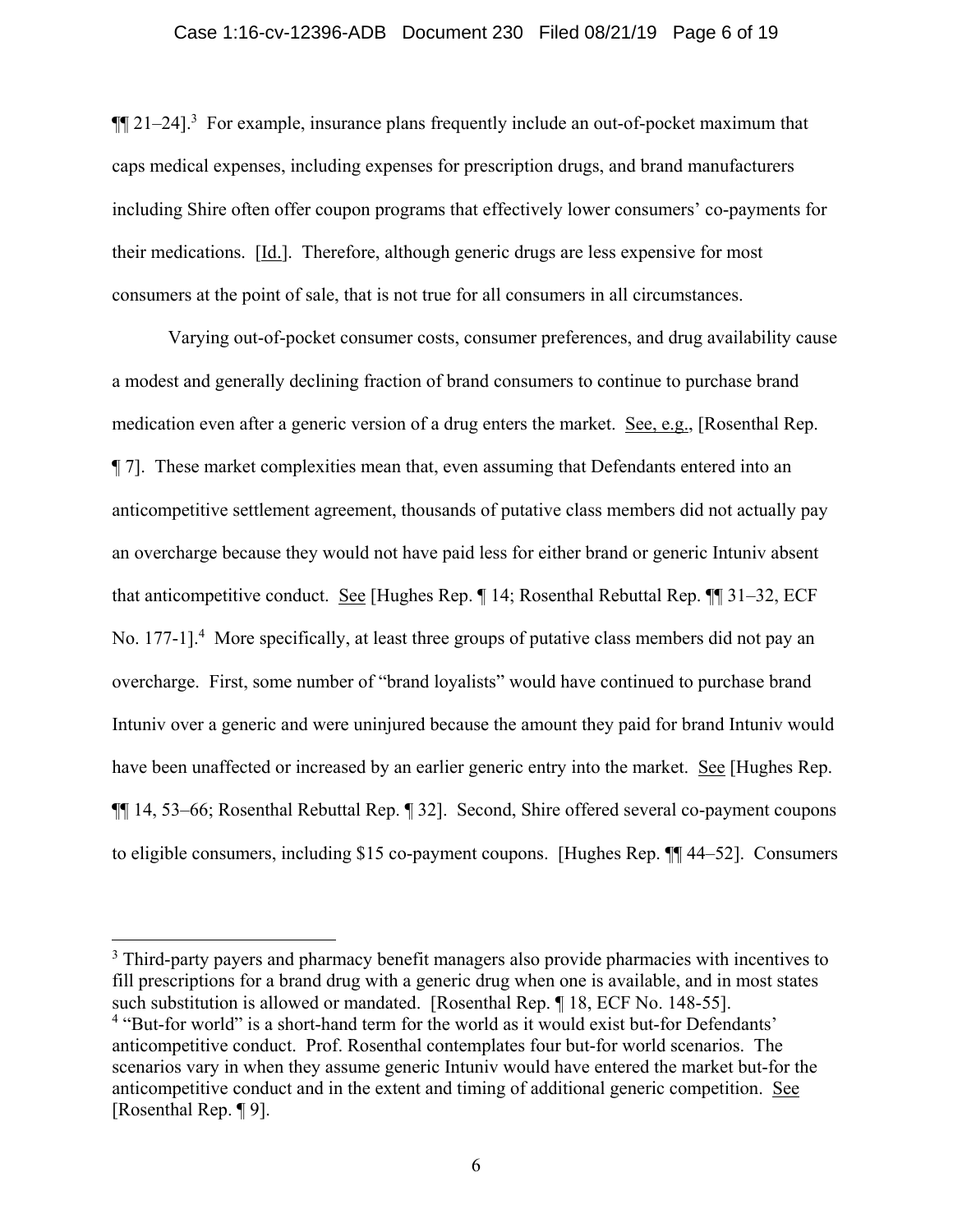¶¶ 21–24].[3] For example, insurance plans frequently include an out-of-pocket maximum that caps medical expenses, including expenses for prescription drugs, and brand manufacturers including Shire often offer coupon programs that effectively lower consumers' co-payments for their medications. [Id.]. Therefore, although generic drugs are less expensive for most consumers at the point of sale, that is not true for all consumers in all circumstances.

Varying out-of-pocket consumer costs, consumer preferences, and drug availability cause a modest and generally declining fraction of brand consumers to continue to purchase brand medication even after a generic version of a drug enters the market. See, e.g., [Rosenthal Rep. ¶ 7]. These market complexities mean that, even assuming that Defendants entered into an anticompetitive settlement agreement, thousands of putative class members did not actually pay an overcharge because they would not have paid less for either brand or generic Intuniv absent that anticompetitive conduct. See [Hughes Rep. ¶ 14; Rosenthal Rebuttal Rep. ¶¶ 31–32, ECF No. 177-1].[4] More specifically, at least three groups of putative class members did not pay an overcharge. First, some number of "brand loyalists" would have continued to purchase brand Intuniv over a generic and were uninjured because the amount they paid for brand Intuniv would have been unaffected or increased by an earlier generic entry into the market. See [Hughes Rep. ¶¶ 14, 53–66; Rosenthal Rebuttal Rep. ¶ 32]. Second, Shire offered several co-payment coupons to eligible consumers, including $15 co-payment coupons. [Hughes Rep. ¶¶ 44–52]. Consumers

---

[3] Third-party payers and pharmacy benefit managers also provide pharmacies with incentives to fill prescriptions for a brand drug with a generic drug when one is available, and in most states such substitution is allowed or mandated. [Rosenthal Rep. ¶ 18, ECF No. 148-55].

[4] "But-for world" is a short-hand term for the world as it would exist but-for Defendants' anticompetitive conduct. Prof. Rosenthal contemplates four but-for world scenarios. The scenarios vary in when they assume generic Intuniv would have entered the market but-for the anticompetitive conduct and in the extent and timing of additional generic competition. See [Rosenthal Rep. ¶ 9].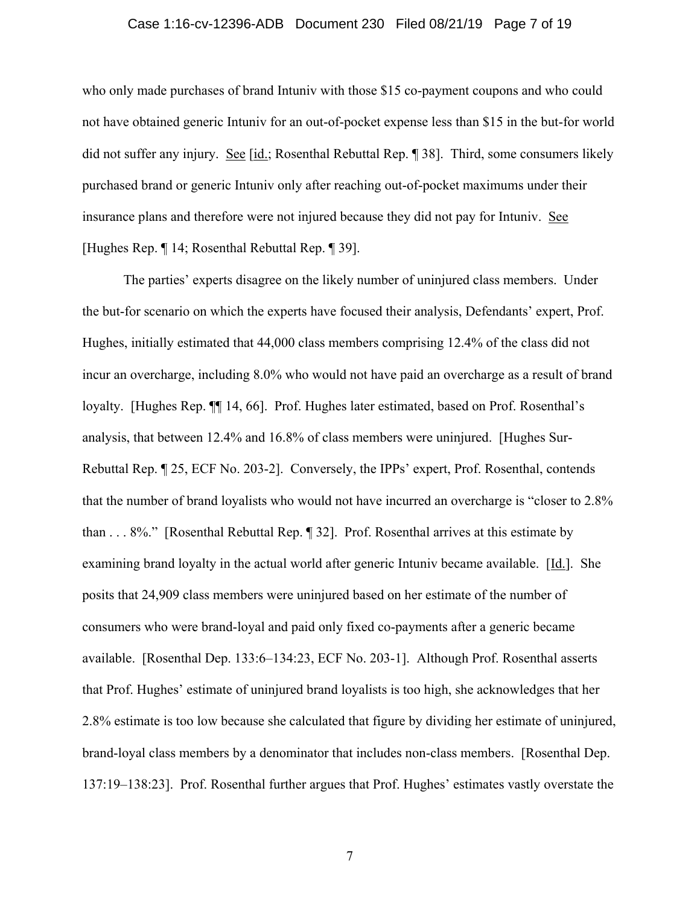who only made purchases of brand Intuniv with those $15 co-payment coupons and who could not have obtained generic Intuniv for an out-of-pocket expense less than $15 in the but-for world did not suffer any injury. See [id.; Rosenthal Rebuttal Rep. ¶ 38]. Third, some consumers likely purchased brand or generic Intuniv only after reaching out-of-pocket maximums under their insurance plans and therefore were not injured because they did not pay for Intuniv. See [Hughes Rep. ¶ 14; Rosenthal Rebuttal Rep. ¶ 39].

The parties' experts disagree on the likely number of uninjured class members. Under the but-for scenario on which the experts have focused their analysis, Defendants' expert, Prof. Hughes, initially estimated that 44,000 class members comprising 12.4% of the class did not incur an overcharge, including 8.0% who would not have paid an overcharge as a result of brand loyalty. [Hughes Rep. ¶¶ 14, 66]. Prof. Hughes later estimated, based on Prof. Rosenthal's analysis, that between 12.4% and 16.8% of class members were uninjured. [Hughes Sur-Rebuttal Rep. ¶ 25, ECF No. 203-2]. Conversely, the IPPs' expert, Prof. Rosenthal, contends that the number of brand loyalists who would not have incurred an overcharge is "closer to 2.8% than . . . 8%." [Rosenthal Rebuttal Rep. ¶ 32]. Prof. Rosenthal arrives at this estimate by examining brand loyalty in the actual world after generic Intuniv became available. [Id.]. She posits that 24,909 class members were uninjured based on her estimate of the number of consumers who were brand-loyal and paid only fixed co-payments after a generic became available. [Rosenthal Dep. 133:6–134:23, ECF No. 203-1]. Although Prof. Rosenthal asserts that Prof. Hughes' estimate of uninjured brand loyalists is too high, she acknowledges that her 2.8% estimate is too low because she calculated that figure by dividing her estimate of uninjured, brand-loyal class members by a denominator that includes non-class members. [Rosenthal Dep. 137:19–138:23]. Prof. Rosenthal further argues that Prof. Hughes' estimates vastly overstate the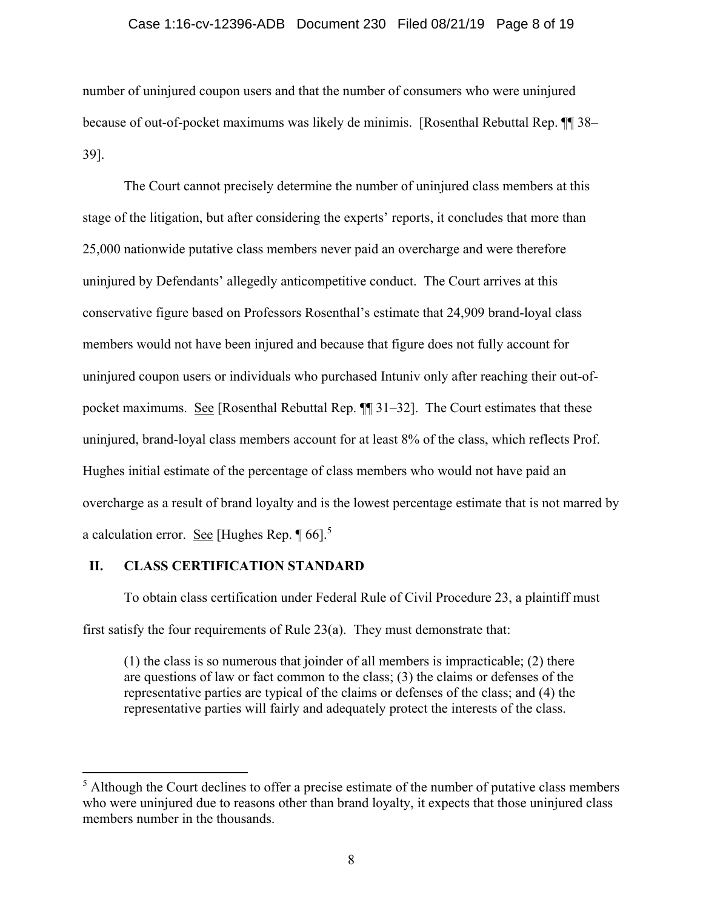number of uninjured coupon users and that the number of consumers who were uninjured because of out-of-pocket maximums was likely de minimis. [Rosenthal Rebuttal Rep. ¶¶ 38–39].

The Court cannot precisely determine the number of uninjured class members at this stage of the litigation, but after considering the experts' reports, it concludes that more than 25,000 nationwide putative class members never paid an overcharge and were therefore uninjured by Defendants' allegedly anticompetitive conduct. The Court arrives at this conservative figure based on Professors Rosenthal's estimate that 24,909 brand-loyal class members would not have been injured and because that figure does not fully account for uninjured coupon users or individuals who purchased Intuniv only after reaching their out-of-pocket maximums. See [Rosenthal Rebuttal Rep. ¶¶ 31–32]. The Court estimates that these uninjured, brand-loyal class members account for at least 8% of the class, which reflects Prof. Hughes initial estimate of the percentage of class members who would not have paid an overcharge as a result of brand loyalty and is the lowest percentage estimate that is not marred by a calculation error. See [Hughes Rep. ¶ 66].[5]

## II. CLASS CERTIFICATION STANDARD

To obtain class certification under Federal Rule of Civil Procedure 23, a plaintiff must first satisfy the four requirements of Rule 23(a). They must demonstrate that:

> (1) the class is so numerous that joinder of all members is impracticable; (2) there are questions of law or fact common to the class; (3) the claims or defenses of the representative parties are typical of the claims or defenses of the class; and (4) the representative parties will fairly and adequately protect the interests of the class.

---

[5] Although the Court declines to offer a precise estimate of the number of putative class members who were uninjured due to reasons other than brand loyalty, it expects that those uninjured class members number in the thousands.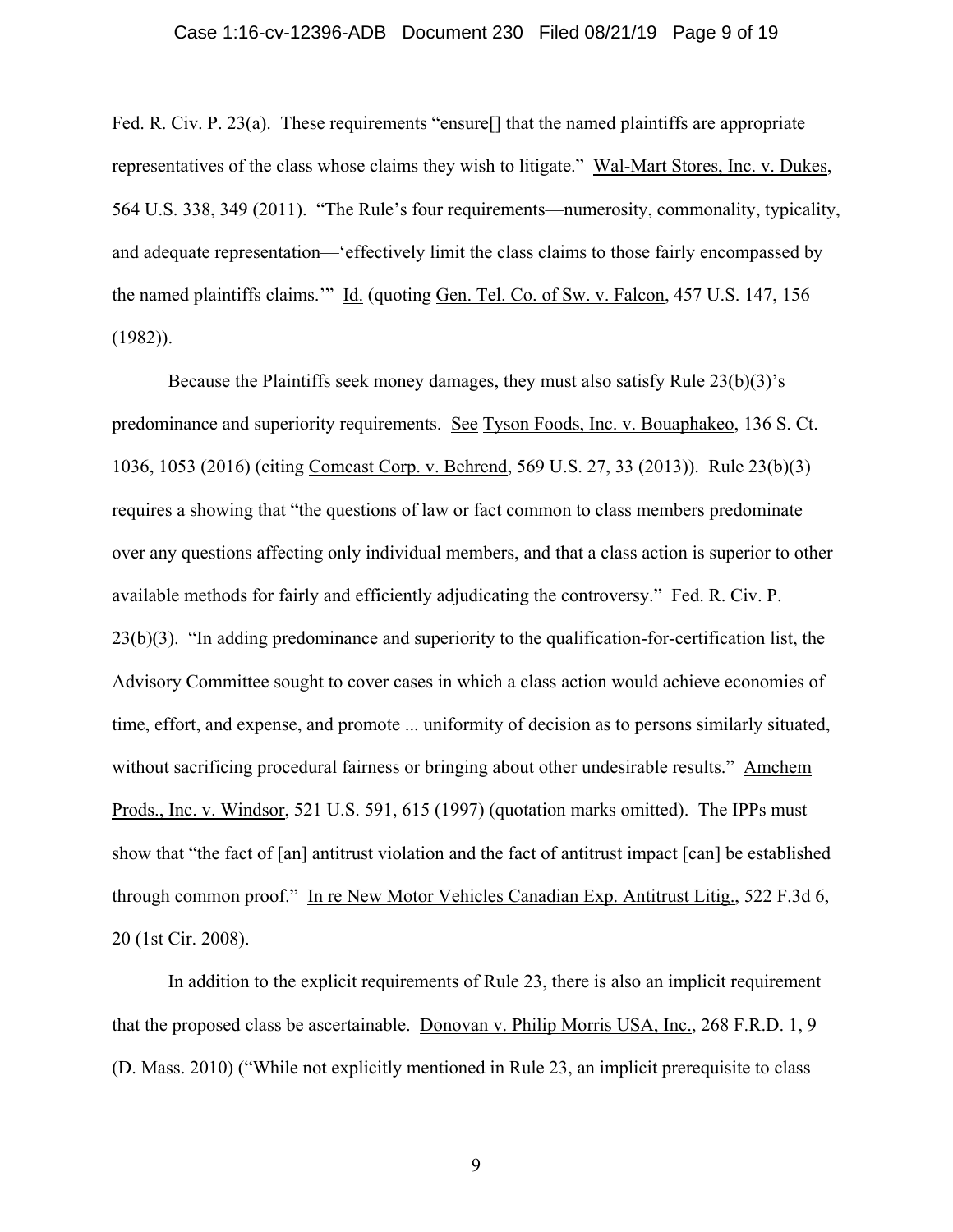Fed. R. Civ. P. 23(a). These requirements "ensure[] that the named plaintiffs are appropriate representatives of the class whose claims they wish to litigate." Wal-Mart Stores, Inc. v. Dukes, 564 U.S. 338, 349 (2011). "The Rule's four requirements—numerosity, commonality, typicality, and adequate representation—'effectively limit the class claims to those fairly encompassed by the named plaintiffs claims.'" Id. (quoting Gen. Tel. Co. of Sw. v. Falcon, 457 U.S. 147, 156 (1982)).

Because the Plaintiffs seek money damages, they must also satisfy Rule 23(b)(3)'s predominance and superiority requirements. See Tyson Foods, Inc. v. Bouaphakeo, 136 S. Ct. 1036, 1053 (2016) (citing Comcast Corp. v. Behrend, 569 U.S. 27, 33 (2013)). Rule 23(b)(3) requires a showing that "the questions of law or fact common to class members predominate over any questions affecting only individual members, and that a class action is superior to other available methods for fairly and efficiently adjudicating the controversy." Fed. R. Civ. P. 23(b)(3). "In adding predominance and superiority to the qualification-for-certification list, the Advisory Committee sought to cover cases in which a class action would achieve economies of time, effort, and expense, and promote ... uniformity of decision as to persons similarly situated, without sacrificing procedural fairness or bringing about other undesirable results." Amchem Prods., Inc. v. Windsor, 521 U.S. 591, 615 (1997) (quotation marks omitted). The IPPs must show that "the fact of [an] antitrust violation and the fact of antitrust impact [can] be established through common proof." In re New Motor Vehicles Canadian Exp. Antitrust Litig., 522 F.3d 6, 20 (1st Cir. 2008).

In addition to the explicit requirements of Rule 23, there is also an implicit requirement that the proposed class be ascertainable. Donovan v. Philip Morris USA, Inc., 268 F.R.D. 1, 9 (D. Mass. 2010) ("While not explicitly mentioned in Rule 23, an implicit prerequisite to class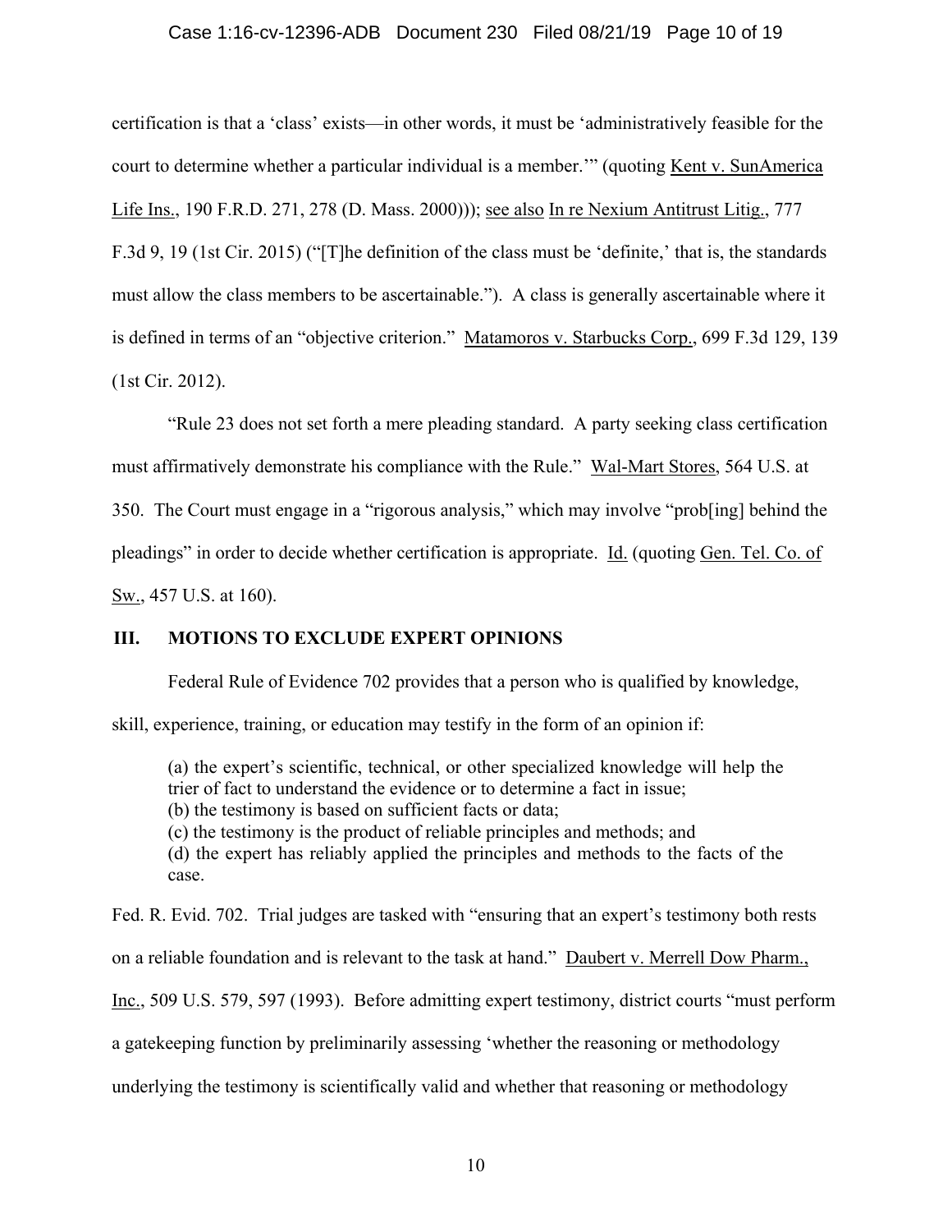certification is that a 'class' exists—in other words, it must be 'administratively feasible for the court to determine whether a particular individual is a member.'" (quoting Kent v. SunAmerica Life Ins., 190 F.R.D. 271, 278 (D. Mass. 2000))); see also In re Nexium Antitrust Litig., 777 F.3d 9, 19 (1st Cir. 2015) ("[T]he definition of the class must be 'definite,' that is, the standards must allow the class members to be ascertainable."). A class is generally ascertainable where it is defined in terms of an "objective criterion." Matamoros v. Starbucks Corp., 699 F.3d 129, 139 (1st Cir. 2012).

"Rule 23 does not set forth a mere pleading standard. A party seeking class certification must affirmatively demonstrate his compliance with the Rule." Wal-Mart Stores, 564 U.S. at 350. The Court must engage in a "rigorous analysis," which may involve "prob[ing] behind the pleadings" in order to decide whether certification is appropriate. Id. (quoting Gen. Tel. Co. of Sw., 457 U.S. at 160).

## III. MOTIONS TO EXCLUDE EXPERT OPINIONS

Federal Rule of Evidence 702 provides that a person who is qualified by knowledge, skill, experience, training, or education may testify in the form of an opinion if:

> (a) the expert's scientific, technical, or other specialized knowledge will help the trier of fact to understand the evidence or to determine a fact in issue;
> (b) the testimony is based on sufficient facts or data;
> (c) the testimony is the product of reliable principles and methods; and
> (d) the expert has reliably applied the principles and methods to the facts of the case.

Fed. R. Evid. 702. Trial judges are tasked with "ensuring that an expert's testimony both rests on a reliable foundation and is relevant to the task at hand." Daubert v. Merrell Dow Pharm., Inc., 509 U.S. 579, 597 (1993). Before admitting expert testimony, district courts "must perform a gatekeeping function by preliminarily assessing 'whether the reasoning or methodology underlying the testimony is scientifically valid and whether that reasoning or methodology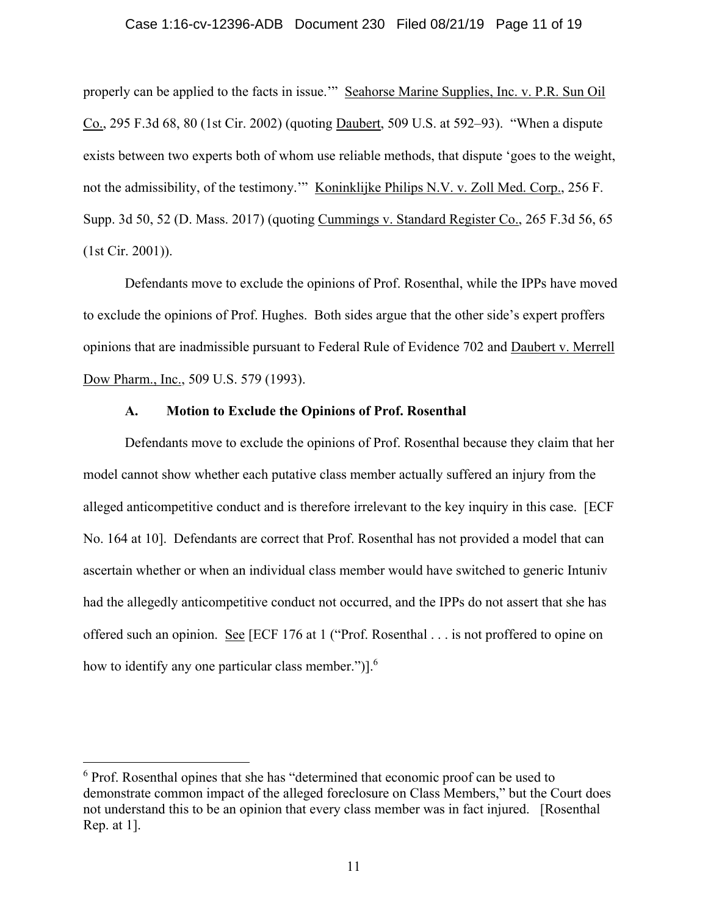properly can be applied to the facts in issue.'" Seahorse Marine Supplies, Inc. v. P.R. Sun Oil Co., 295 F.3d 68, 80 (1st Cir. 2002) (quoting Daubert, 509 U.S. at 592–93). "When a dispute exists between two experts both of whom use reliable methods, that dispute 'goes to the weight, not the admissibility, of the testimony.'" Koninklijke Philips N.V. v. Zoll Med. Corp., 256 F. Supp. 3d 50, 52 (D. Mass. 2017) (quoting Cummings v. Standard Register Co., 265 F.3d 56, 65 (1st Cir. 2001)).

Defendants move to exclude the opinions of Prof. Rosenthal, while the IPPs have moved to exclude the opinions of Prof. Hughes. Both sides argue that the other side's expert proffers opinions that are inadmissible pursuant to Federal Rule of Evidence 702 and Daubert v. Merrell Dow Pharm., Inc., 509 U.S. 579 (1993).

### A. Motion to Exclude the Opinions of Prof. Rosenthal

Defendants move to exclude the opinions of Prof. Rosenthal because they claim that her model cannot show whether each putative class member actually suffered an injury from the alleged anticompetitive conduct and is therefore irrelevant to the key inquiry in this case. [ECF No. 164 at 10]. Defendants are correct that Prof. Rosenthal has not provided a model that can ascertain whether or when an individual class member would have switched to generic Intuniv had the allegedly anticompetitive conduct not occurred, and the IPPs do not assert that she has offered such an opinion. See [ECF 176 at 1 ("Prof. Rosenthal . . . is not proffered to opine on how to identify any one particular class member.")].[6]

[6] Prof. Rosenthal opines that she has "determined that economic proof can be used to demonstrate common impact of the alleged foreclosure on Class Members," but the Court does not understand this to be an opinion that every class member was in fact injured. [Rosenthal Rep. at 1].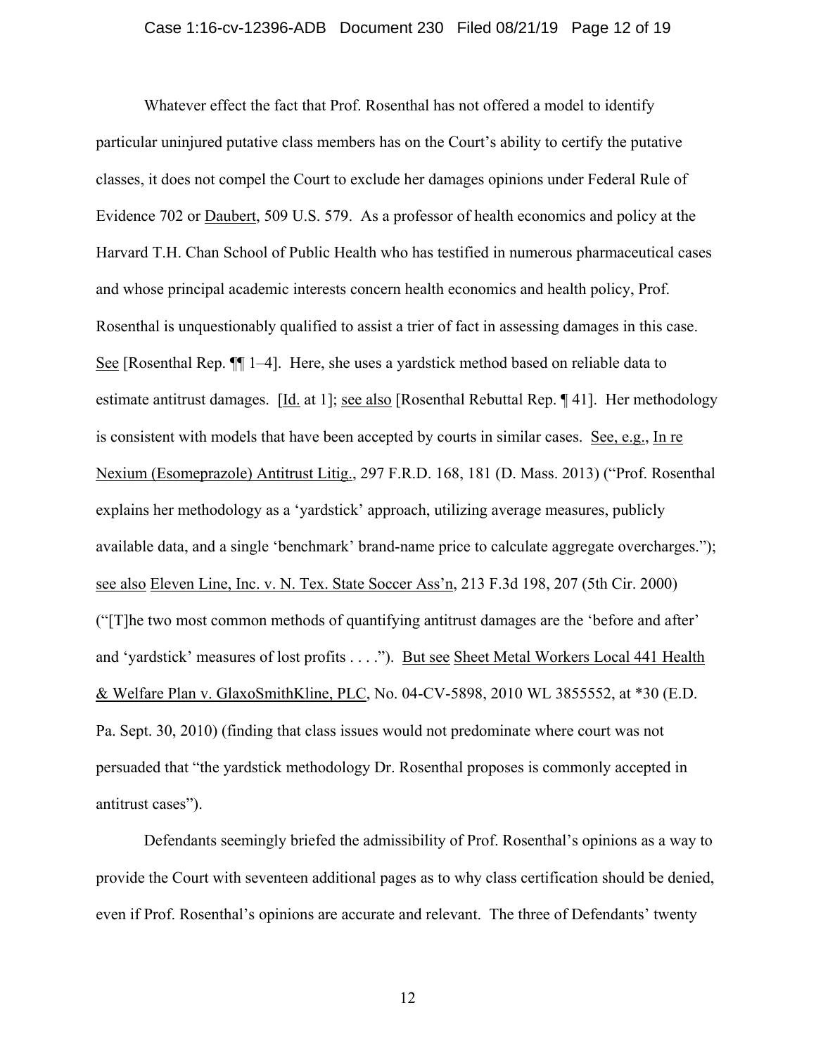Whatever effect the fact that Prof. Rosenthal has not offered a model to identify particular uninjured putative class members has on the Court's ability to certify the putative classes, it does not compel the Court to exclude her damages opinions under Federal Rule of Evidence 702 or Daubert, 509 U.S. 579. As a professor of health economics and policy at the Harvard T.H. Chan School of Public Health who has testified in numerous pharmaceutical cases and whose principal academic interests concern health economics and health policy, Prof. Rosenthal is unquestionably qualified to assist a trier of fact in assessing damages in this case. See [Rosenthal Rep. ¶¶ 1–4]. Here, she uses a yardstick method based on reliable data to estimate antitrust damages. [Id. at 1]; see also [Rosenthal Rebuttal Rep. ¶ 41]. Her methodology is consistent with models that have been accepted by courts in similar cases. See, e.g., In re Nexium (Esomeprazole) Antitrust Litig., 297 F.R.D. 168, 181 (D. Mass. 2013) ("Prof. Rosenthal explains her methodology as a 'yardstick' approach, utilizing average measures, publicly available data, and a single 'benchmark' brand-name price to calculate aggregate overcharges."); see also Eleven Line, Inc. v. N. Tex. State Soccer Ass'n, 213 F.3d 198, 207 (5th Cir. 2000) ("[T]he two most common methods of quantifying antitrust damages are the 'before and after' and 'yardstick' measures of lost profits . . . ."). But see Sheet Metal Workers Local 441 Health & Welfare Plan v. GlaxoSmithKline, PLC, No. 04-CV-5898, 2010 WL 3855552, at *30 (E.D. Pa. Sept. 30, 2010) (finding that class issues would not predominate where court was not persuaded that "the yardstick methodology Dr. Rosenthal proposes is commonly accepted in antitrust cases").

Defendants seemingly briefed the admissibility of Prof. Rosenthal's opinions as a way to provide the Court with seventeen additional pages as to why class certification should be denied, even if Prof. Rosenthal's opinions are accurate and relevant. The three of Defendants' twenty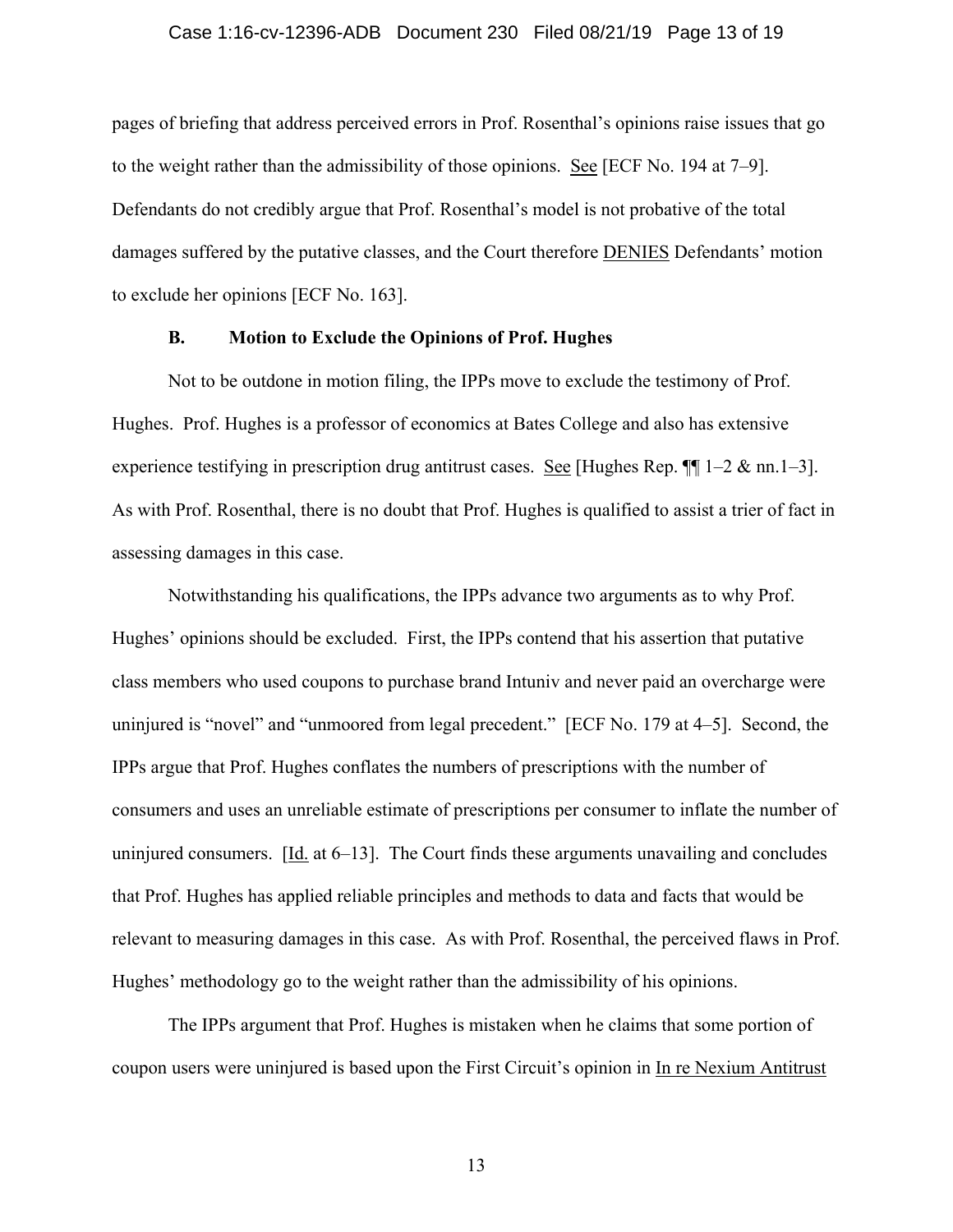pages of briefing that address perceived errors in Prof. Rosenthal's opinions raise issues that go to the weight rather than the admissibility of those opinions. See [ECF No. 194 at 7–9]. Defendants do not credibly argue that Prof. Rosenthal's model is not probative of the total damages suffered by the putative classes, and the Court therefore DENIES Defendants' motion to exclude her opinions [ECF No. 163].

### B. Motion to Exclude the Opinions of Prof. Hughes

Not to be outdone in motion filing, the IPPs move to exclude the testimony of Prof. Hughes. Prof. Hughes is a professor of economics at Bates College and also has extensive experience testifying in prescription drug antitrust cases. See [Hughes Rep. ¶¶ 1–2 & nn.1–3]. As with Prof. Rosenthal, there is no doubt that Prof. Hughes is qualified to assist a trier of fact in assessing damages in this case.

Notwithstanding his qualifications, the IPPs advance two arguments as to why Prof. Hughes' opinions should be excluded. First, the IPPs contend that his assertion that putative class members who used coupons to purchase brand Intuniv and never paid an overcharge were uninjured is "novel" and "unmoored from legal precedent." [ECF No. 179 at 4–5]. Second, the IPPs argue that Prof. Hughes conflates the numbers of prescriptions with the number of consumers and uses an unreliable estimate of prescriptions per consumer to inflate the number of uninjured consumers. [Id. at 6–13]. The Court finds these arguments unavailing and concludes that Prof. Hughes has applied reliable principles and methods to data and facts that would be relevant to measuring damages in this case. As with Prof. Rosenthal, the perceived flaws in Prof. Hughes' methodology go to the weight rather than the admissibility of his opinions.

The IPPs argument that Prof. Hughes is mistaken when he claims that some portion of coupon users were uninjured is based upon the First Circuit's opinion in In re Nexium Antitrust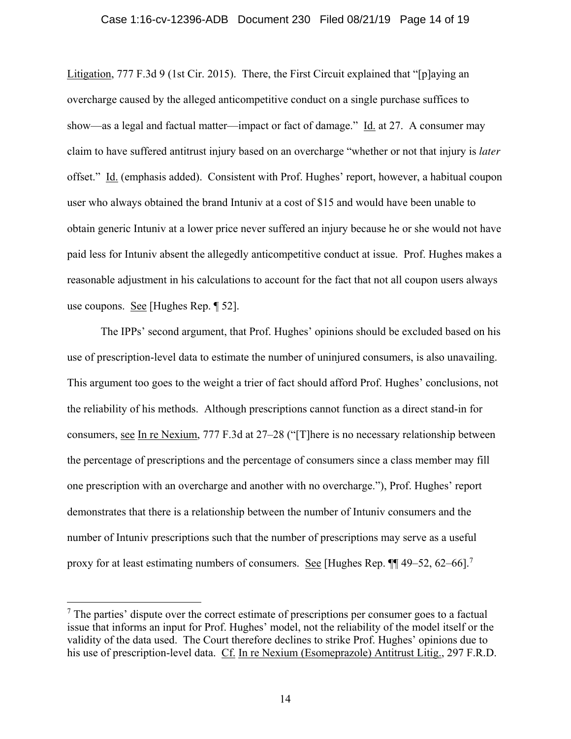Litigation, 777 F.3d 9 (1st Cir. 2015). There, the First Circuit explained that "[p]aying an overcharge caused by the alleged anticompetitive conduct on a single purchase suffices to show—as a legal and factual matter—impact or fact of damage." Id. at 27. A consumer may claim to have suffered antitrust injury based on an overcharge "whether or not that injury is *later* offset." Id. (emphasis added). Consistent with Prof. Hughes' report, however, a habitual coupon user who always obtained the brand Intuniv at a cost of $15 and would have been unable to obtain generic Intuniv at a lower price never suffered an injury because he or she would not have paid less for Intuniv absent the allegedly anticompetitive conduct at issue. Prof. Hughes makes a reasonable adjustment in his calculations to account for the fact that not all coupon users always use coupons. See [Hughes Rep. ¶ 52].

The IPPs' second argument, that Prof. Hughes' opinions should be excluded based on his use of prescription-level data to estimate the number of uninjured consumers, is also unavailing. This argument too goes to the weight a trier of fact should afford Prof. Hughes' conclusions, not the reliability of his methods. Although prescriptions cannot function as a direct stand-in for consumers, see In re Nexium, 777 F.3d at 27–28 ("[T]here is no necessary relationship between the percentage of prescriptions and the percentage of consumers since a class member may fill one prescription with an overcharge and another with no overcharge."), Prof. Hughes' report demonstrates that there is a relationship between the number of Intuniv consumers and the number of Intuniv prescriptions such that the number of prescriptions may serve as a useful proxy for at least estimating numbers of consumers. See [Hughes Rep. ¶¶ 49–52, 62–66].[7]

[7] The parties' dispute over the correct estimate of prescriptions per consumer goes to a factual issue that informs an input for Prof. Hughes' model, not the reliability of the model itself or the validity of the data used. The Court therefore declines to strike Prof. Hughes' opinions due to his use of prescription-level data. Cf. In re Nexium (Esomeprazole) Antitrust Litig., 297 F.R.D.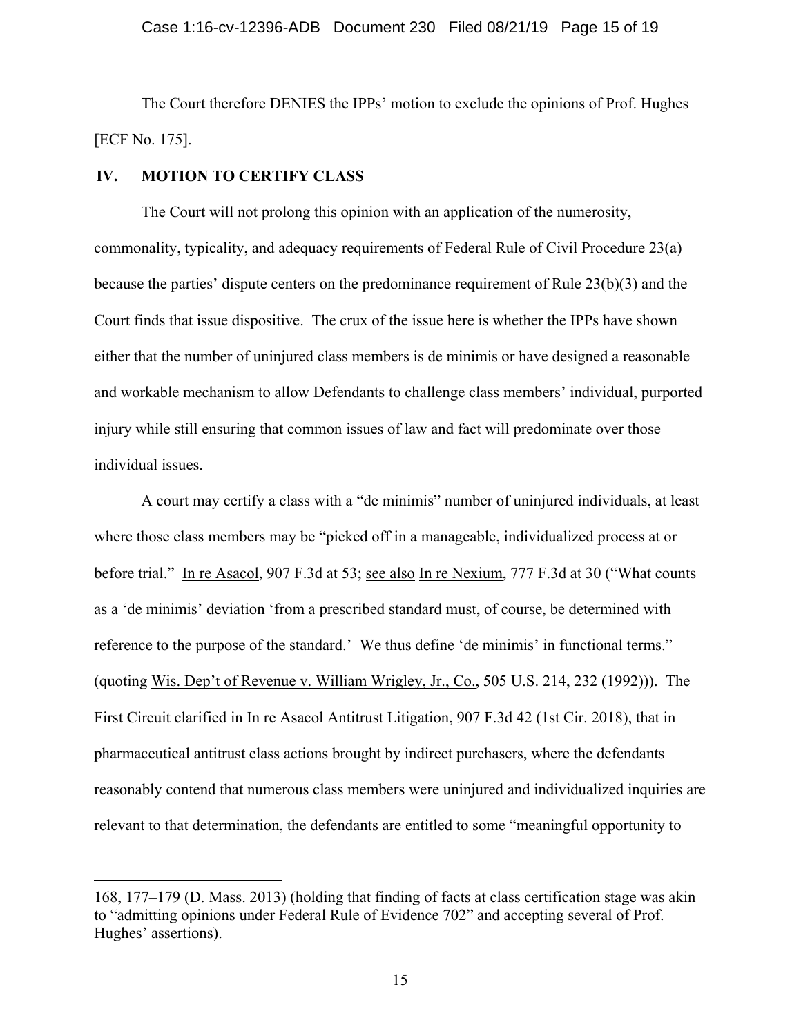The Court therefore DENIES the IPPs' motion to exclude the opinions of Prof. Hughes [ECF No. 175].

## IV. MOTION TO CERTIFY CLASS

The Court will not prolong this opinion with an application of the numerosity, commonality, typicality, and adequacy requirements of Federal Rule of Civil Procedure 23(a) because the parties' dispute centers on the predominance requirement of Rule 23(b)(3) and the Court finds that issue dispositive. The crux of the issue here is whether the IPPs have shown either that the number of uninjured class members is de minimis or have designed a reasonable and workable mechanism to allow Defendants to challenge class members' individual, purported injury while still ensuring that common issues of law and fact will predominate over those individual issues.

A court may certify a class with a "de minimis" number of uninjured individuals, at least where those class members may be "picked off in a manageable, individualized process at or before trial." In re Asacol, 907 F.3d at 53; see also In re Nexium, 777 F.3d at 30 ("What counts as a 'de minimis' deviation 'from a prescribed standard must, of course, be determined with reference to the purpose of the standard.' We thus define 'de minimis' in functional terms." (quoting Wis. Dep't of Revenue v. William Wrigley, Jr., Co., 505 U.S. 214, 232 (1992))). The First Circuit clarified in In re Asacol Antitrust Litigation, 907 F.3d 42 (1st Cir. 2018), that in pharmaceutical antitrust class actions brought by indirect purchasers, where the defendants reasonably contend that numerous class members were uninjured and individualized inquiries are relevant to that determination, the defendants are entitled to some "meaningful opportunity to

---

168, 177–179 (D. Mass. 2013) (holding that finding of facts at class certification stage was akin to "admitting opinions under Federal Rule of Evidence 702" and accepting several of Prof. Hughes' assertions).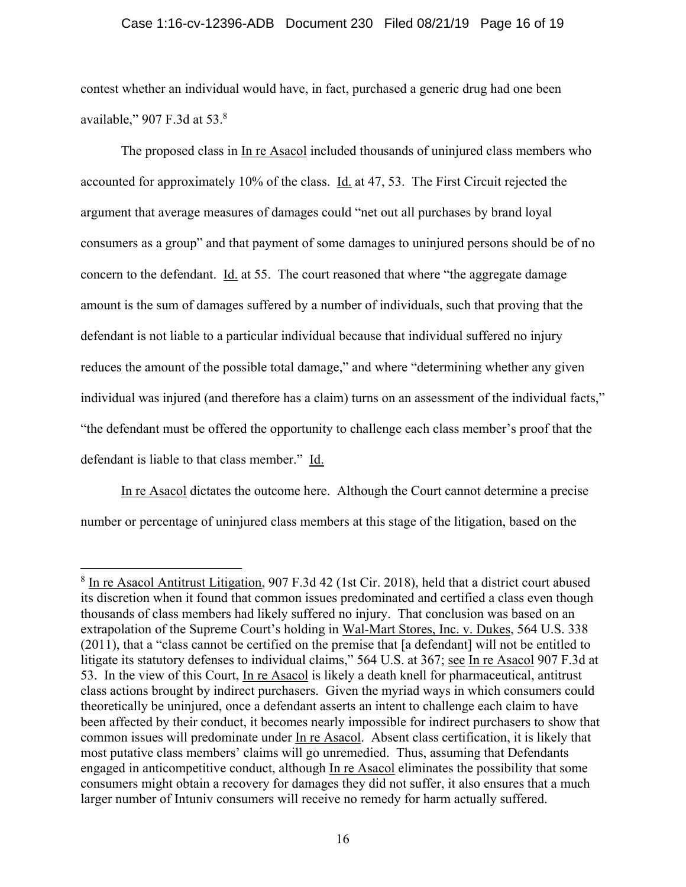contest whether an individual would have, in fact, purchased a generic drug had one been available," 907 F.3d at 53.[8]

The proposed class in In re Asacol included thousands of uninjured class members who accounted for approximately 10% of the class. Id. at 47, 53. The First Circuit rejected the argument that average measures of damages could "net out all purchases by brand loyal consumers as a group" and that payment of some damages to uninjured persons should be of no concern to the defendant. Id. at 55. The court reasoned that where "the aggregate damage amount is the sum of damages suffered by a number of individuals, such that proving that the defendant is not liable to a particular individual because that individual suffered no injury reduces the amount of the possible total damage," and where "determining whether any given individual was injured (and therefore has a claim) turns on an assessment of the individual facts," "the defendant must be offered the opportunity to challenge each class member's proof that the defendant is liable to that class member." Id.

In re Asacol dictates the outcome here. Although the Court cannot determine a precise number or percentage of uninjured class members at this stage of the litigation, based on the

---

[8] In re Asacol Antitrust Litigation, 907 F.3d 42 (1st Cir. 2018), held that a district court abused its discretion when it found that common issues predominated and certified a class even though thousands of class members had likely suffered no injury. That conclusion was based on an extrapolation of the Supreme Court's holding in Wal-Mart Stores, Inc. v. Dukes, 564 U.S. 338 (2011), that a "class cannot be certified on the premise that [a defendant] will not be entitled to litigate its statutory defenses to individual claims," 564 U.S. at 367; see In re Asacol 907 F.3d at 53. In the view of this Court, In re Asacol is likely a death knell for pharmaceutical, antitrust class actions brought by indirect purchasers. Given the myriad ways in which consumers could theoretically be uninjured, once a defendant asserts an intent to challenge each claim to have been affected by their conduct, it becomes nearly impossible for indirect purchasers to show that common issues will predominate under In re Asacol. Absent class certification, it is likely that most putative class members' claims will go unremedied. Thus, assuming that Defendants engaged in anticompetitive conduct, although In re Asacol eliminates the possibility that some consumers might obtain a recovery for damages they did not suffer, it also ensures that a much larger number of Intuniv consumers will receive no remedy for harm actually suffered.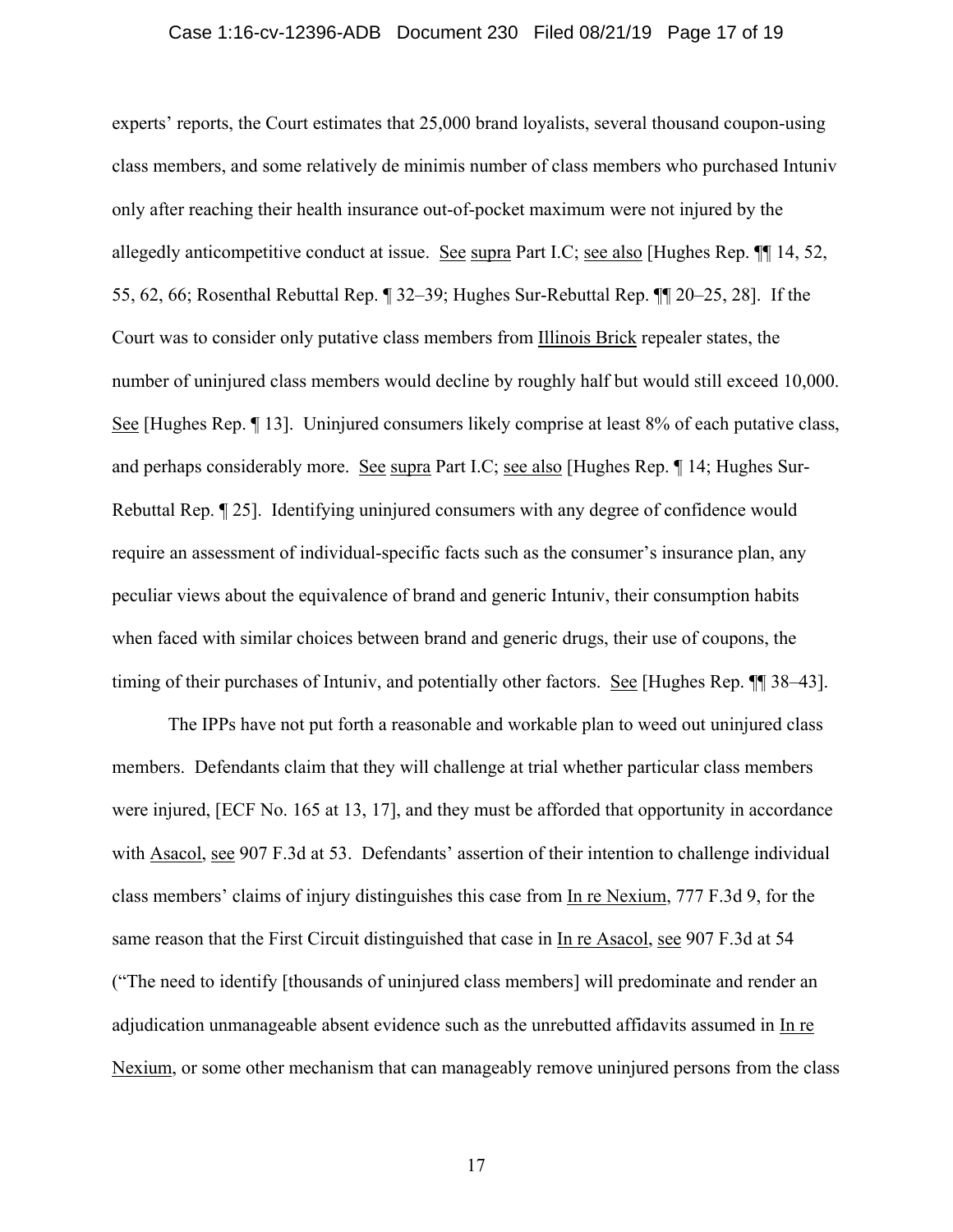experts' reports, the Court estimates that 25,000 brand loyalists, several thousand coupon-using class members, and some relatively de minimis number of class members who purchased Intuniv only after reaching their health insurance out-of-pocket maximum were not injured by the allegedly anticompetitive conduct at issue. See supra Part I.C; see also [Hughes Rep. ¶¶ 14, 52, 55, 62, 66; Rosenthal Rebuttal Rep. ¶ 32–39; Hughes Sur-Rebuttal Rep. ¶¶ 20–25, 28]. If the Court was to consider only putative class members from Illinois Brick repealer states, the number of uninjured class members would decline by roughly half but would still exceed 10,000. See [Hughes Rep. ¶ 13]. Uninjured consumers likely comprise at least 8% of each putative class, and perhaps considerably more. See supra Part I.C; see also [Hughes Rep. ¶ 14; Hughes Sur-Rebuttal Rep. ¶ 25]. Identifying uninjured consumers with any degree of confidence would require an assessment of individual-specific facts such as the consumer's insurance plan, any peculiar views about the equivalence of brand and generic Intuniv, their consumption habits when faced with similar choices between brand and generic drugs, their use of coupons, the timing of their purchases of Intuniv, and potentially other factors. See [Hughes Rep. ¶¶ 38–43].

The IPPs have not put forth a reasonable and workable plan to weed out uninjured class members. Defendants claim that they will challenge at trial whether particular class members were injured, [ECF No. 165 at 13, 17], and they must be afforded that opportunity in accordance with Asacol, see 907 F.3d at 53. Defendants' assertion of their intention to challenge individual class members' claims of injury distinguishes this case from In re Nexium, 777 F.3d 9, for the same reason that the First Circuit distinguished that case in In re Asacol, see 907 F.3d at 54 ("The need to identify [thousands of uninjured class members] will predominate and render an adjudication unmanageable absent evidence such as the unrebutted affidavits assumed in In re Nexium, or some other mechanism that can manageably remove uninjured persons from the class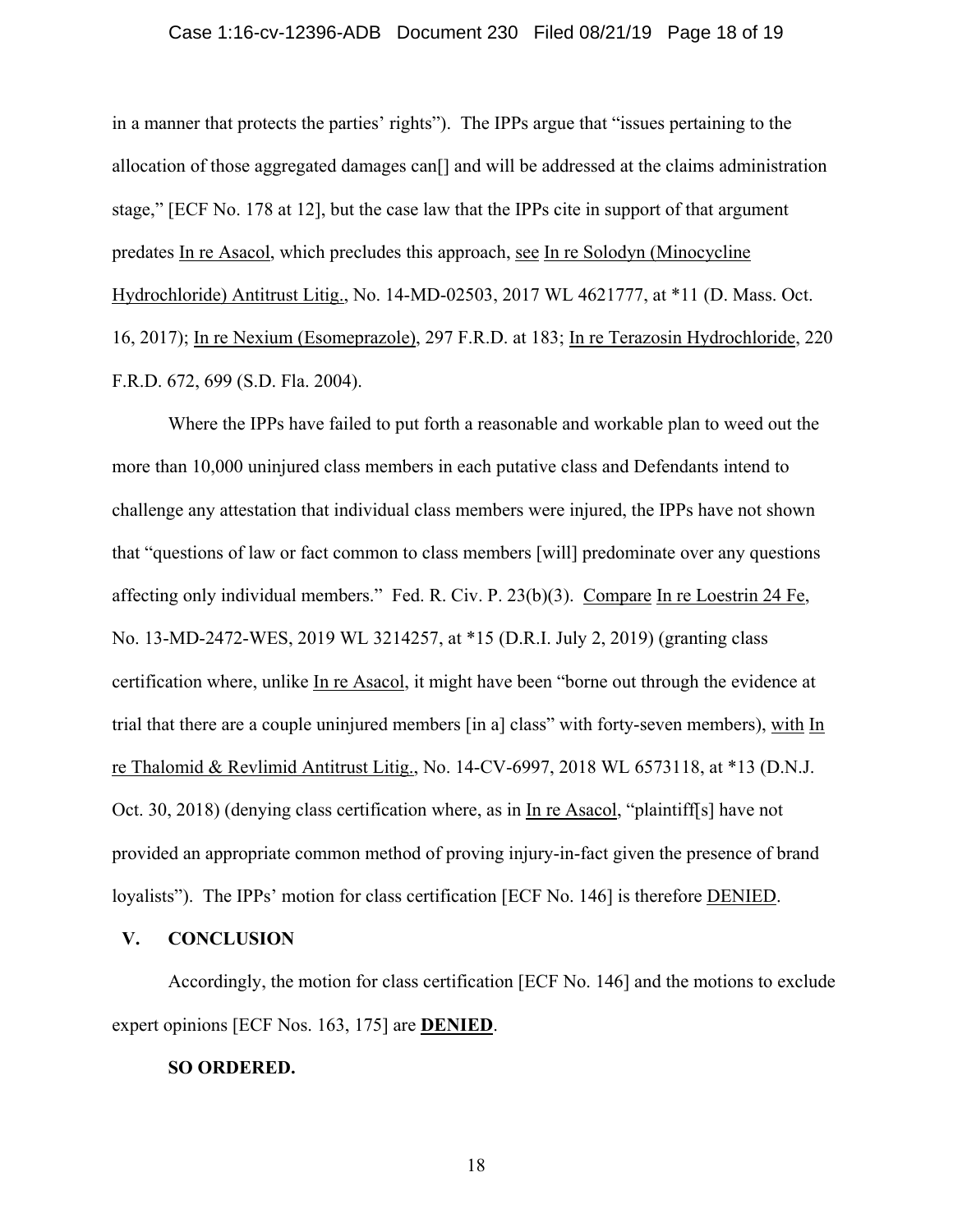in a manner that protects the parties' rights"). The IPPs argue that "issues pertaining to the allocation of those aggregated damages can[] and will be addressed at the claims administration stage," [ECF No. 178 at 12], but the case law that the IPPs cite in support of that argument predates In re Asacol, which precludes this approach, see In re Solodyn (Minocycline Hydrochloride) Antitrust Litig., No. 14-MD-02503, 2017 WL 4621777, at *11 (D. Mass. Oct. 16, 2017); In re Nexium (Esomeprazole), 297 F.R.D. at 183; In re Terazosin Hydrochloride, 220 F.R.D. 672, 699 (S.D. Fla. 2004).

Where the IPPs have failed to put forth a reasonable and workable plan to weed out the more than 10,000 uninjured class members in each putative class and Defendants intend to challenge any attestation that individual class members were injured, the IPPs have not shown that "questions of law or fact common to class members [will] predominate over any questions affecting only individual members." Fed. R. Civ. P. 23(b)(3). Compare In re Loestrin 24 Fe, No. 13-MD-2472-WES, 2019 WL 3214257, at *15 (D.R.I. July 2, 2019) (granting class certification where, unlike In re Asacol, it might have been "borne out through the evidence at trial that there are a couple uninjured members [in a] class" with forty-seven members), with In re Thalomid & Revlimid Antitrust Litig., No. 14-CV-6997, 2018 WL 6573118, at *13 (D.N.J. Oct. 30, 2018) (denying class certification where, as in In re Asacol, "plaintiff[s] have not provided an appropriate common method of proving injury-in-fact given the presence of brand loyalists"). The IPPs' motion for class certification [ECF No. 146] is therefore DENIED.

## V. CONCLUSION

Accordingly, the motion for class certification [ECF No. 146] and the motions to exclude expert opinions [ECF Nos. 163, 175] are **DENIED**.

**SO ORDERED.**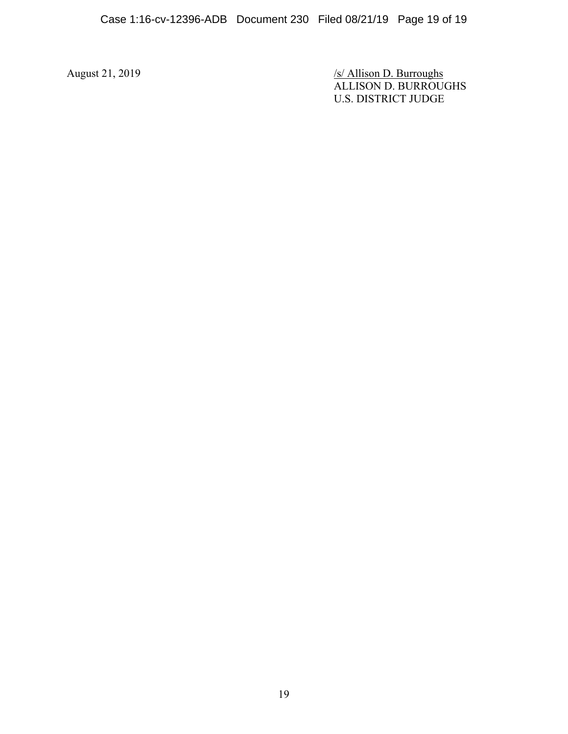August 21, 2019

/s/ Allison D. Burroughs
ALLISON D. BURROUGHS
U.S. DISTRICT JUDGE